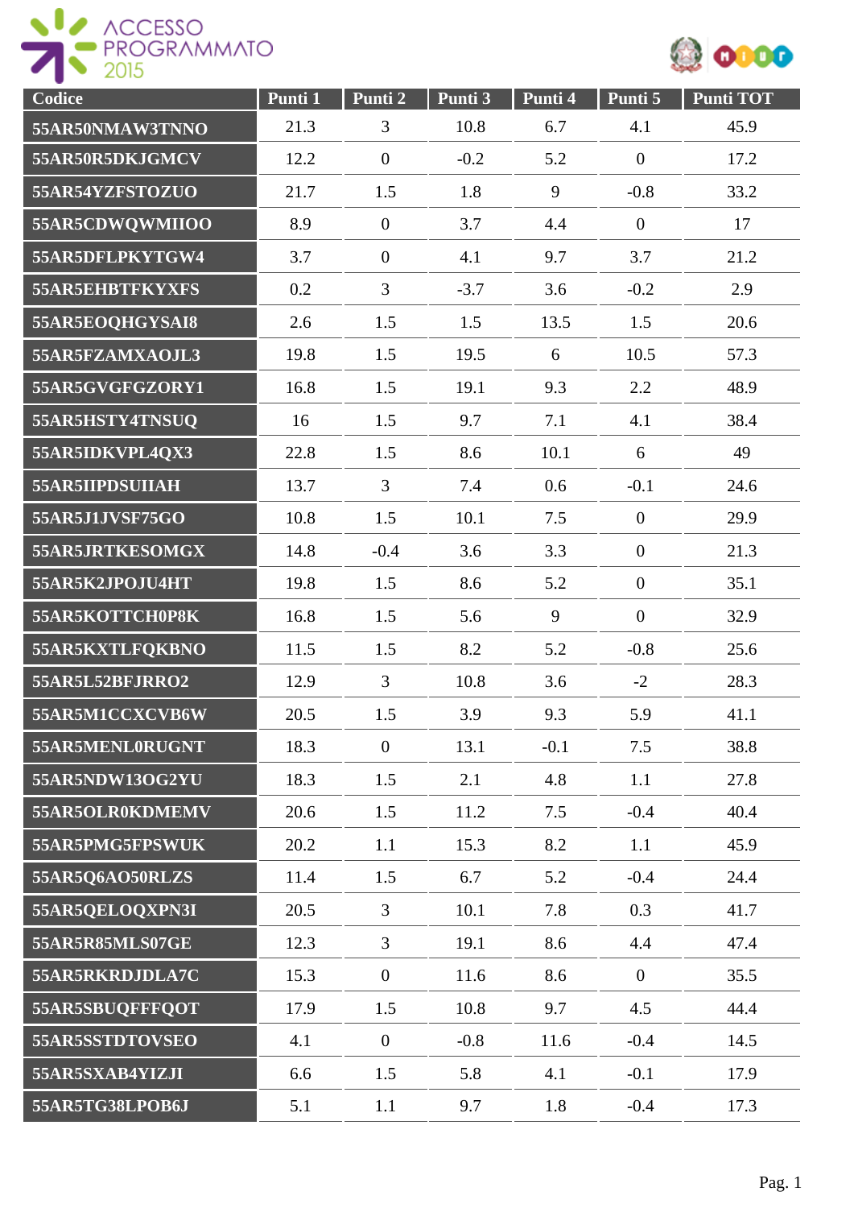| Codice | Punti 1 | Punti 2 | Punti 3 | Punti 4 | Punti 5 | Punti TOT |
|---|---|---|---|---|---|---|
| 55AR50NMAW3TNNO | 21.3 | 3 | 10.8 | 6.7 | 4.1 | 45.9 |
| 55AR50R5DKJGMCV | 12.2 | 0 | -0.2 | 5.2 | 0 | 17.2 |
| 55AR54YZFSTOZUO | 21.7 | 1.5 | 1.8 | 9 | -0.8 | 33.2 |
| 55AR5CDWQWMIIOO | 8.9 | 0 | 3.7 | 4.4 | 0 | 17 |
| 55AR5DFLPKYTGW4 | 3.7 | 0 | 4.1 | 9.7 | 3.7 | 21.2 |
| 55AR5EHBTFKYXFS | 0.2 | 3 | -3.7 | 3.6 | -0.2 | 2.9 |
| 55AR5EOQHGYSAI8 | 2.6 | 1.5 | 1.5 | 13.5 | 1.5 | 20.6 |
| 55AR5FZAMXAOJL3 | 19.8 | 1.5 | 19.5 | 6 | 10.5 | 57.3 |
| 55AR5GVGFGZORY1 | 16.8 | 1.5 | 19.1 | 9.3 | 2.2 | 48.9 |
| 55AR5HSTY4TNSUQ | 16 | 1.5 | 9.7 | 7.1 | 4.1 | 38.4 |
| 55AR5IDKVPL4QX3 | 22.8 | 1.5 | 8.6 | 10.1 | 6 | 49 |
| 55AR5IIPDSUIIAH | 13.7 | 3 | 7.4 | 0.6 | -0.1 | 24.6 |
| 55AR5J1JVSF75GO | 10.8 | 1.5 | 10.1 | 7.5 | 0 | 29.9 |
| 55AR5JRTKESOMGX | 14.8 | -0.4 | 3.6 | 3.3 | 0 | 21.3 |
| 55AR5K2JPOJU4HT | 19.8 | 1.5 | 8.6 | 5.2 | 0 | 35.1 |
| 55AR5KOTTCH0P8K | 16.8 | 1.5 | 5.6 | 9 | 0 | 32.9 |
| 55AR5KXTLFQKBNO | 11.5 | 1.5 | 8.2 | 5.2 | -0.8 | 25.6 |
| 55AR5L52BFJRRO2 | 12.9 | 3 | 10.8 | 3.6 | -2 | 28.3 |
| 55AR5M1CCXCVB6W | 20.5 | 1.5 | 3.9 | 9.3 | 5.9 | 41.1 |
| 55AR5MENL0RUGNT | 18.3 | 0 | 13.1 | -0.1 | 7.5 | 38.8 |
| 55AR5NDW13OG2YU | 18.3 | 1.5 | 2.1 | 4.8 | 1.1 | 27.8 |
| 55AR5OLR0KDMEMV | 20.6 | 1.5 | 11.2 | 7.5 | -0.4 | 40.4 |
| 55AR5PMG5FPSWUK | 20.2 | 1.1 | 15.3 | 8.2 | 1.1 | 45.9 |
| 55AR5Q6AO50RLZS | 11.4 | 1.5 | 6.7 | 5.2 | -0.4 | 24.4 |
| 55AR5QELOQXPN3I | 20.5 | 3 | 10.1 | 7.8 | 0.3 | 41.7 |
| 55AR5R85MLS07GE | 12.3 | 3 | 19.1 | 8.6 | 4.4 | 47.4 |
| 55AR5RKRDJDLA7C | 15.3 | 0 | 11.6 | 8.6 | 0 | 35.5 |
| 55AR5SBUQFFFQOT | 17.9 | 1.5 | 10.8 | 9.7 | 4.5 | 44.4 |
| 55AR5SSTDTOVSEO | 4.1 | 0 | -0.8 | 11.6 | -0.4 | 14.5 |
| 55AR5SXAB4YIZJI | 6.6 | 1.5 | 5.8 | 4.1 | -0.1 | 17.9 |
| 55AR5TG38LPOB6J | 5.1 | 1.1 | 9.7 | 1.8 | -0.4 | 17.3 |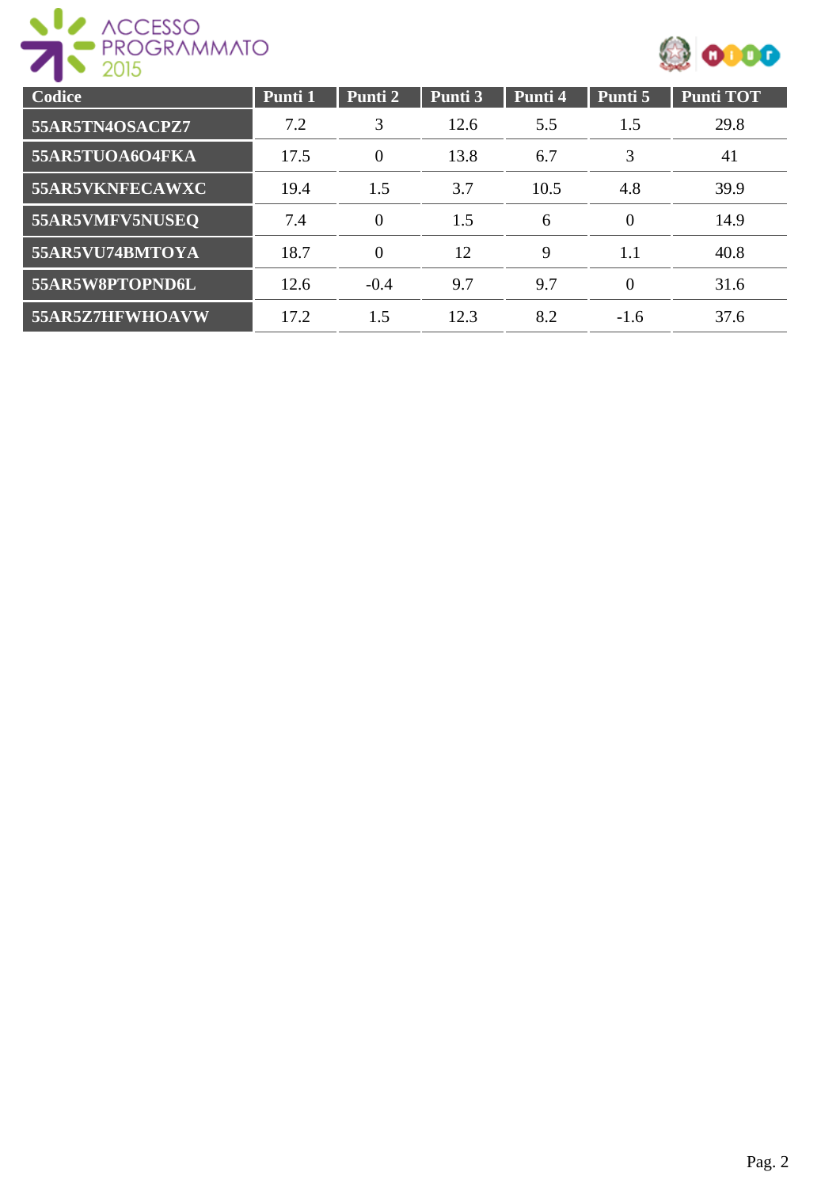| Codice | Punti 1 | Punti 2 | Punti 3 | Punti 4 | Punti 5 | Punti TOT |
|---|---|---|---|---|---|---|
| 55AR5TN4OSACPZ7 | 7.2 | 3 | 12.6 | 5.5 | 1.5 | 29.8 |
| 55AR5TUOA6O4FKA | 17.5 | 0 | 13.8 | 6.7 | 3 | 41 |
| 55AR5VKNFECAWXC | 19.4 | 1.5 | 3.7 | 10.5 | 4.8 | 39.9 |
| 55AR5VMFV5NUSEQ | 7.4 | 0 | 1.5 | 6 | 0 | 14.9 |
| 55AR5VU74BMTOYA | 18.7 | 0 | 12 | 9 | 1.1 | 40.8 |
| 55AR5W8PTOPND6L | 12.6 | -0.4 | 9.7 | 9.7 | 0 | 31.6 |
| 55AR5Z7HFWHOAVW | 17.2 | 1.5 | 12.3 | 8.2 | -1.6 | 37.6 |